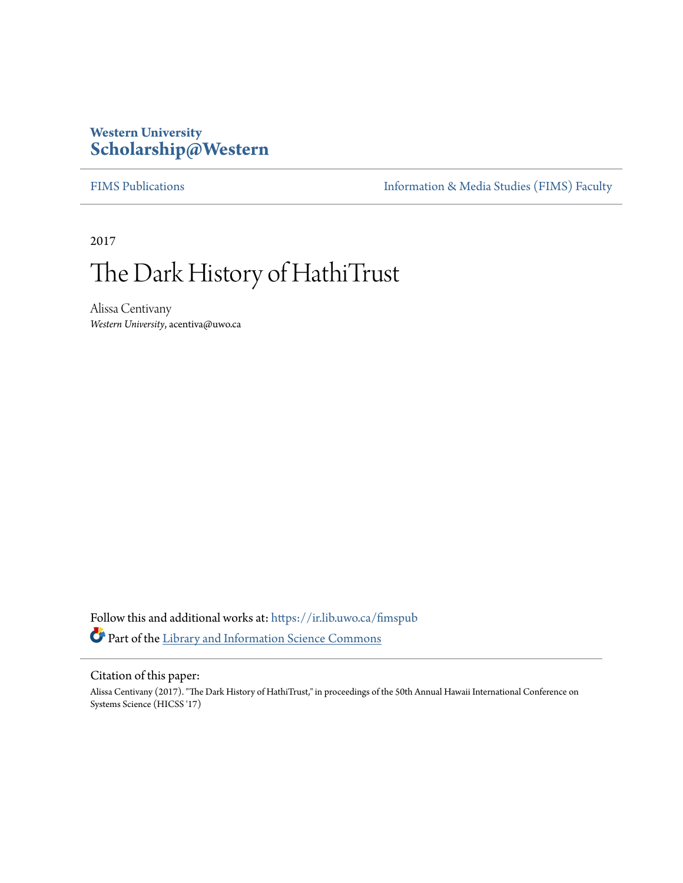**Western University**
**Scholarship@Western**

FIMS Publications | Information & Media Studies (FIMS) Faculty

2017

# The Dark History of HathiTrust

Alissa Centivany
*Western University*, acentiva@uwo.ca

Follow this and additional works at: https://ir.lib.uwo.ca/fimspub

Part of the Library and Information Science Commons

Citation of this paper:

Alissa Centivany (2017). "The Dark History of HathiTrust," in proceedings of the 50th Annual Hawaii International Conference on Systems Science (HICSS '17)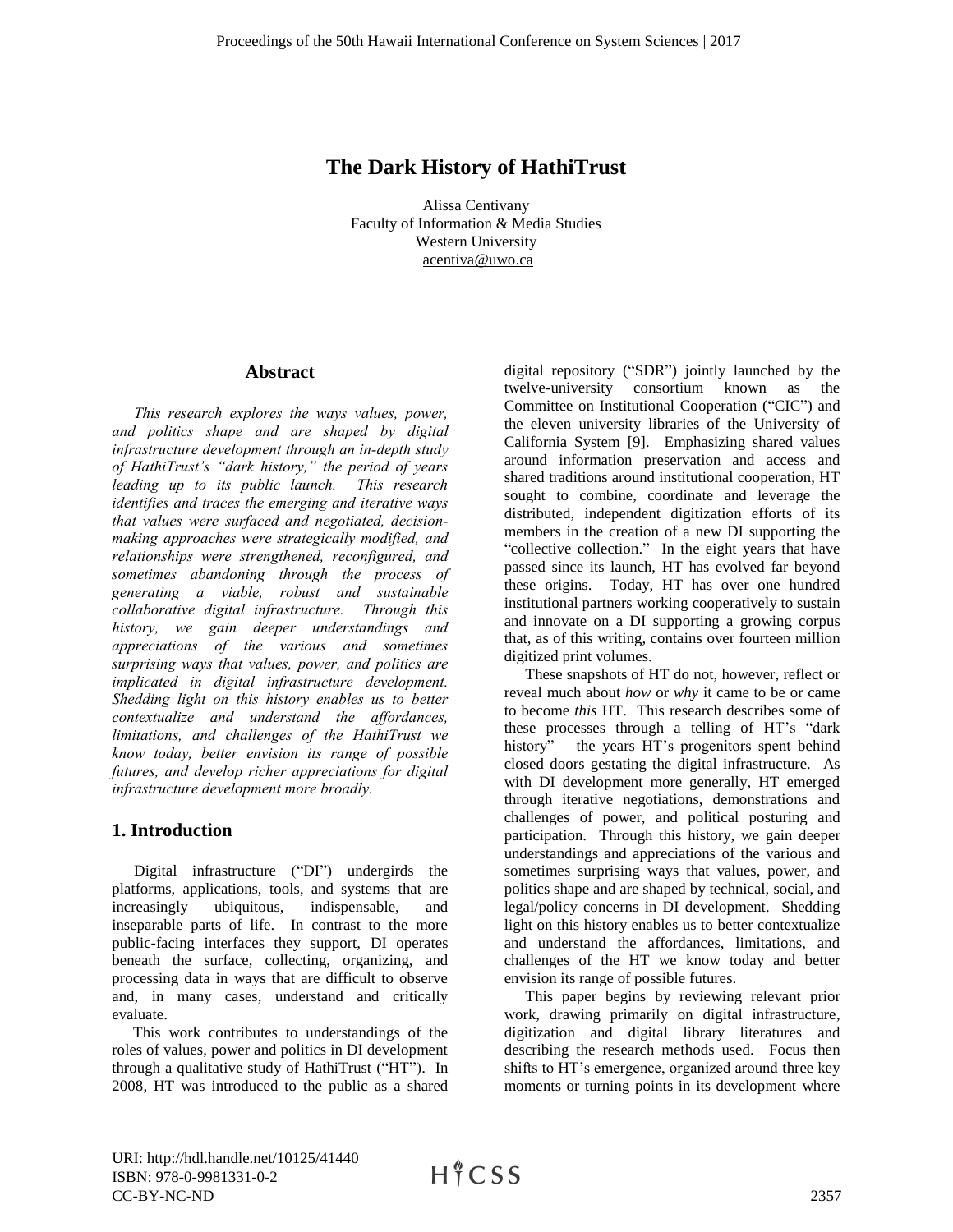# The Dark History of HathiTrust

Alissa Centivany
Faculty of Information & Media Studies
Western University
acentiva@uwo.ca

## Abstract

*This research explores the ways values, power, and politics shape and are shaped by digital infrastructure development through an in-depth study of HathiTrust's "dark history," the period of years leading up to its public launch. This research identifies and traces the emerging and iterative ways that values were surfaced and negotiated, decision-making approaches were strategically modified, and relationships were strengthened, reconfigured, and sometimes abandoning through the process of generating a viable, robust and sustainable collaborative digital infrastructure. Through this history, we gain deeper understandings and appreciations of the various and sometimes surprising ways that values, power, and politics are implicated in digital infrastructure development. Shedding light on this history enables us to better contextualize and understand the affordances, limitations, and challenges of the HathiTrust we know today, better envision its range of possible futures, and develop richer appreciations for digital infrastructure development more broadly.*

## 1. Introduction

Digital infrastructure ("DI") undergirds the platforms, applications, tools, and systems that are increasingly ubiquitous, indispensable, and inseparable parts of life. In contrast to the more public-facing interfaces they support, DI operates beneath the surface, collecting, organizing, and processing data in ways that are difficult to observe and, in many cases, understand and critically evaluate.

This work contributes to understandings of the roles of values, power and politics in DI development through a qualitative study of HathiTrust ("HT"). In 2008, HT was introduced to the public as a shared digital repository ("SDR") jointly launched by the twelve-university consortium known as the Committee on Institutional Cooperation ("CIC") and the eleven university libraries of the University of California System [9]. Emphasizing shared values around information preservation and access and shared traditions around institutional cooperation, HT sought to combine, coordinate and leverage the distributed, independent digitization efforts of its members in the creation of a new DI supporting the "collective collection." In the eight years that have passed since its launch, HT has evolved far beyond these origins. Today, HT has over one hundred institutional partners working cooperatively to sustain and innovate on a DI supporting a growing corpus that, as of this writing, contains over fourteen million digitized print volumes.

These snapshots of HT do not, however, reflect or reveal much about *how* or *why* it came to be or came to become *this* HT. This research describes some of these processes through a telling of HT's "dark history"— the years HT's progenitors spent behind closed doors gestating the digital infrastructure. As with DI development more generally, HT emerged through iterative negotiations, demonstrations and challenges of power, and political posturing and participation. Through this history, we gain deeper understandings and appreciations of the various and sometimes surprising ways that values, power, and politics shape and are shaped by technical, social, and legal/policy concerns in DI development. Shedding light on this history enables us to better contextualize and understand the affordances, limitations, and challenges of the HT we know today and better envision its range of possible futures.

This paper begins by reviewing relevant prior work, drawing primarily on digital infrastructure, digitization and digital library literatures and describing the research methods used. Focus then shifts to HT's emergence, organized around three key moments or turning points in its development where

URI: http://hdl.handle.net/10125/41440
ISBN: 978-0-9981331-0-2
CC-BY-NC-ND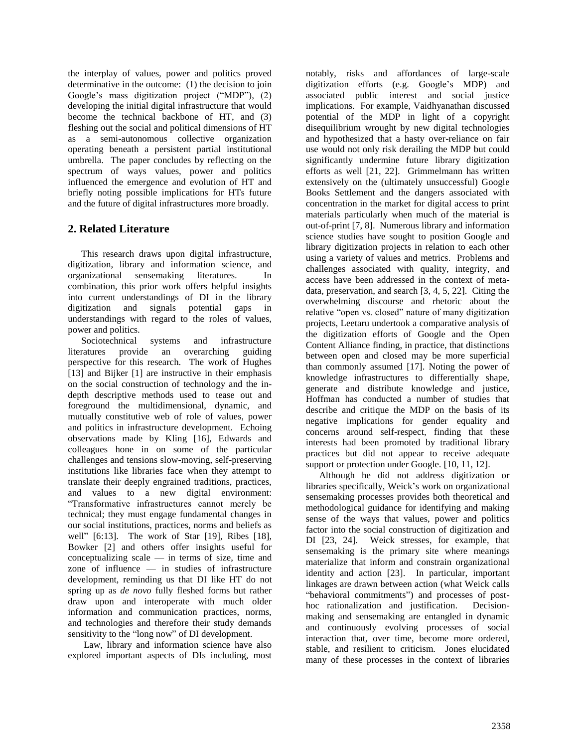the interplay of values, power and politics proved determinative in the outcome: (1) the decision to join Google's mass digitization project ("MDP"), (2) developing the initial digital infrastructure that would become the technical backbone of HT, and (3) fleshing out the social and political dimensions of HT as a semi-autonomous collective organization operating beneath a persistent partial institutional umbrella. The paper concludes by reflecting on the spectrum of ways values, power and politics influenced the emergence and evolution of HT and briefly noting possible implications for HTs future and the future of digital infrastructures more broadly.

## 2. Related Literature

This research draws upon digital infrastructure, digitization, library and information science, and organizational sensemaking literatures. In combination, this prior work offers helpful insights into current understandings of DI in the library digitization and signals potential gaps in understandings with regard to the roles of values, power and politics.

Sociotechnical systems and infrastructure literatures provide an overarching guiding perspective for this research. The work of Hughes [13] and Bijker [1] are instructive in their emphasis on the social construction of technology and the in-depth descriptive methods used to tease out and foreground the multidimensional, dynamic, and mutually constitutive web of role of values, power and politics in infrastructure development. Echoing observations made by Kling [16], Edwards and colleagues hone in on some of the particular challenges and tensions slow-moving, self-preserving institutions like libraries face when they attempt to translate their deeply engrained traditions, practices, and values to a new digital environment: "Transformative infrastructures cannot merely be technical; they must engage fundamental changes in our social institutions, practices, norms and beliefs as well" [6:13]. The work of Star [19], Ribes [18], Bowker [2] and others offer insights useful for conceptualizing scale — in terms of size, time and zone of influence — in studies of infrastructure development, reminding us that DI like HT do not spring up as *de novo* fully fleshed forms but rather draw upon and interoperate with much older information and communication practices, norms, and technologies and therefore their study demands sensitivity to the "long now" of DI development.

Law, library and information science have also explored important aspects of DIs including, most notably, risks and affordances of large-scale digitization efforts (e.g. Google's MDP) and associated public interest and social justice implications. For example, Vaidhyanathan discussed potential of the MDP in light of a copyright disequilibrium wrought by new digital technologies and hypothesized that a hasty over-reliance on fair use would not only risk derailing the MDP but could significantly undermine future library digitization efforts as well [21, 22]. Grimmelmann has written extensively on the (ultimately unsuccessful) Google Books Settlement and the dangers associated with concentration in the market for digital access to print materials particularly when much of the material is out-of-print [7, 8]. Numerous library and information science studies have sought to position Google and library digitization projects in relation to each other using a variety of values and metrics. Problems and challenges associated with quality, integrity, and access have been addressed in the context of meta-data, preservation, and search [3, 4, 5, 22]. Citing the overwhelming discourse and rhetoric about the relative "open vs. closed" nature of many digitization projects, Leetaru undertook a comparative analysis of the digitization efforts of Google and the Open Content Alliance finding, in practice, that distinctions between open and closed may be more superficial than commonly assumed [17]. Noting the power of knowledge infrastructures to differentially shape, generate and distribute knowledge and justice, Hoffman has conducted a number of studies that describe and critique the MDP on the basis of its negative implications for gender equality and concerns around self-respect, finding that these interests had been promoted by traditional library practices but did not appear to receive adequate support or protection under Google. [10, 11, 12].

Although he did not address digitization or libraries specifically, Weick's work on organizational sensemaking processes provides both theoretical and methodological guidance for identifying and making sense of the ways that values, power and politics factor into the social construction of digitization and DI [23, 24]. Weick stresses, for example, that sensemaking is the primary site where meanings materialize that inform and constrain organizational identity and action [23]. In particular, important linkages are drawn between action (what Weick calls "behavioral commitments") and processes of post-hoc rationalization and justification. Decision-making and sensemaking are entangled in dynamic and continuously evolving processes of social interaction that, over time, become more ordered, stable, and resilient to criticism. Jones elucidated many of these processes in the context of libraries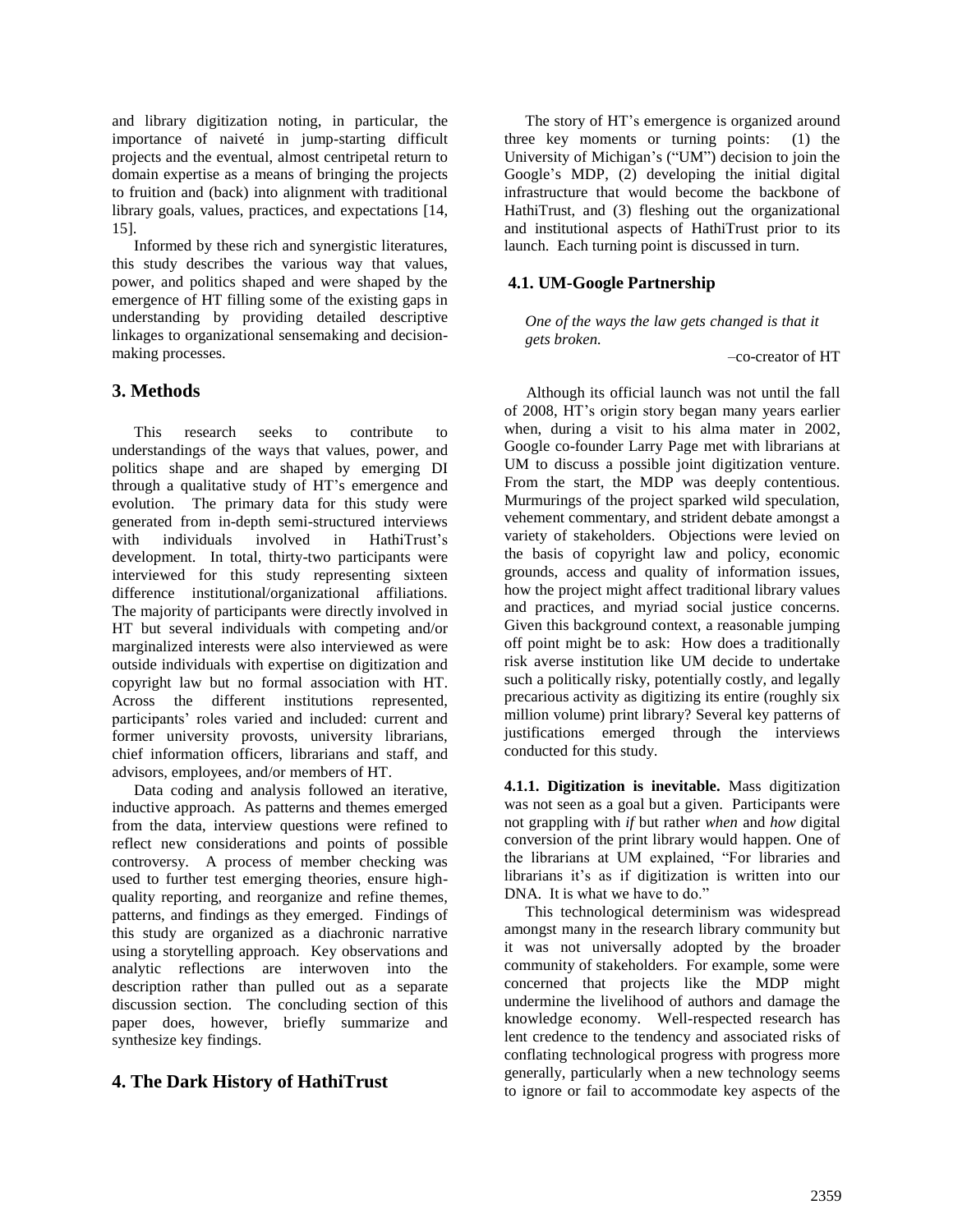and library digitization noting, in particular, the importance of naiveté in jump-starting difficult projects and the eventual, almost centripetal return to domain expertise as a means of bringing the projects to fruition and (back) into alignment with traditional library goals, values, practices, and expectations [14, 15].

Informed by these rich and synergistic literatures, this study describes the various way that values, power, and politics shaped and were shaped by the emergence of HT filling some of the existing gaps in understanding by providing detailed descriptive linkages to organizational sensemaking and decision-making processes.

## 3. Methods

This research seeks to contribute to understandings of the ways that values, power, and politics shape and are shaped by emerging DI through a qualitative study of HT's emergence and evolution. The primary data for this study were generated from in-depth semi-structured interviews with individuals involved in HathiTrust's development. In total, thirty-two participants were interviewed for this study representing sixteen difference institutional/organizational affiliations. The majority of participants were directly involved in HT but several individuals with competing and/or marginalized interests were also interviewed as were outside individuals with expertise on digitization and copyright law but no formal association with HT. Across the different institutions represented, participants' roles varied and included: current and former university provosts, university librarians, chief information officers, librarians and staff, and advisors, employees, and/or members of HT.

Data coding and analysis followed an iterative, inductive approach. As patterns and themes emerged from the data, interview questions were refined to reflect new considerations and points of possible controversy. A process of member checking was used to further test emerging theories, ensure high-quality reporting, and reorganize and refine themes, patterns, and findings as they emerged. Findings of this study are organized as a diachronic narrative using a storytelling approach. Key observations and analytic reflections are interwoven into the description rather than pulled out as a separate discussion section. The concluding section of this paper does, however, briefly summarize and synthesize key findings.

## 4. The Dark History of HathiTrust

The story of HT's emergence is organized around three key moments or turning points: (1) the University of Michigan's ("UM") decision to join the Google's MDP, (2) developing the initial digital infrastructure that would become the backbone of HathiTrust, and (3) fleshing out the organizational and institutional aspects of HathiTrust prior to its launch. Each turning point is discussed in turn.

### 4.1. UM-Google Partnership

*One of the ways the law gets changed is that it gets broken.*

–co-creator of HT

Although its official launch was not until the fall of 2008, HT's origin story began many years earlier when, during a visit to his alma mater in 2002, Google co-founder Larry Page met with librarians at UM to discuss a possible joint digitization venture. From the start, the MDP was deeply contentious. Murmurings of the project sparked wild speculation, vehement commentary, and strident debate amongst a variety of stakeholders. Objections were levied on the basis of copyright law and policy, economic grounds, access and quality of information issues, how the project might affect traditional library values and practices, and myriad social justice concerns. Given this background context, a reasonable jumping off point might be to ask: How does a traditionally risk averse institution like UM decide to undertake such a politically risky, potentially costly, and legally precarious activity as digitizing its entire (roughly six million volume) print library? Several key patterns of justifications emerged through the interviews conducted for this study.

**4.1.1. Digitization is inevitable.** Mass digitization was not seen as a goal but a given. Participants were not grappling with *if* but rather *when* and *how* digital conversion of the print library would happen. One of the librarians at UM explained, "For libraries and librarians it's as if digitization is written into our DNA. It is what we have to do."

This technological determinism was widespread amongst many in the research library community but it was not universally adopted by the broader community of stakeholders. For example, some were concerned that projects like the MDP might undermine the livelihood of authors and damage the knowledge economy. Well-respected research has lent credence to the tendency and associated risks of conflating technological progress with progress more generally, particularly when a new technology seems to ignore or fail to accommodate key aspects of the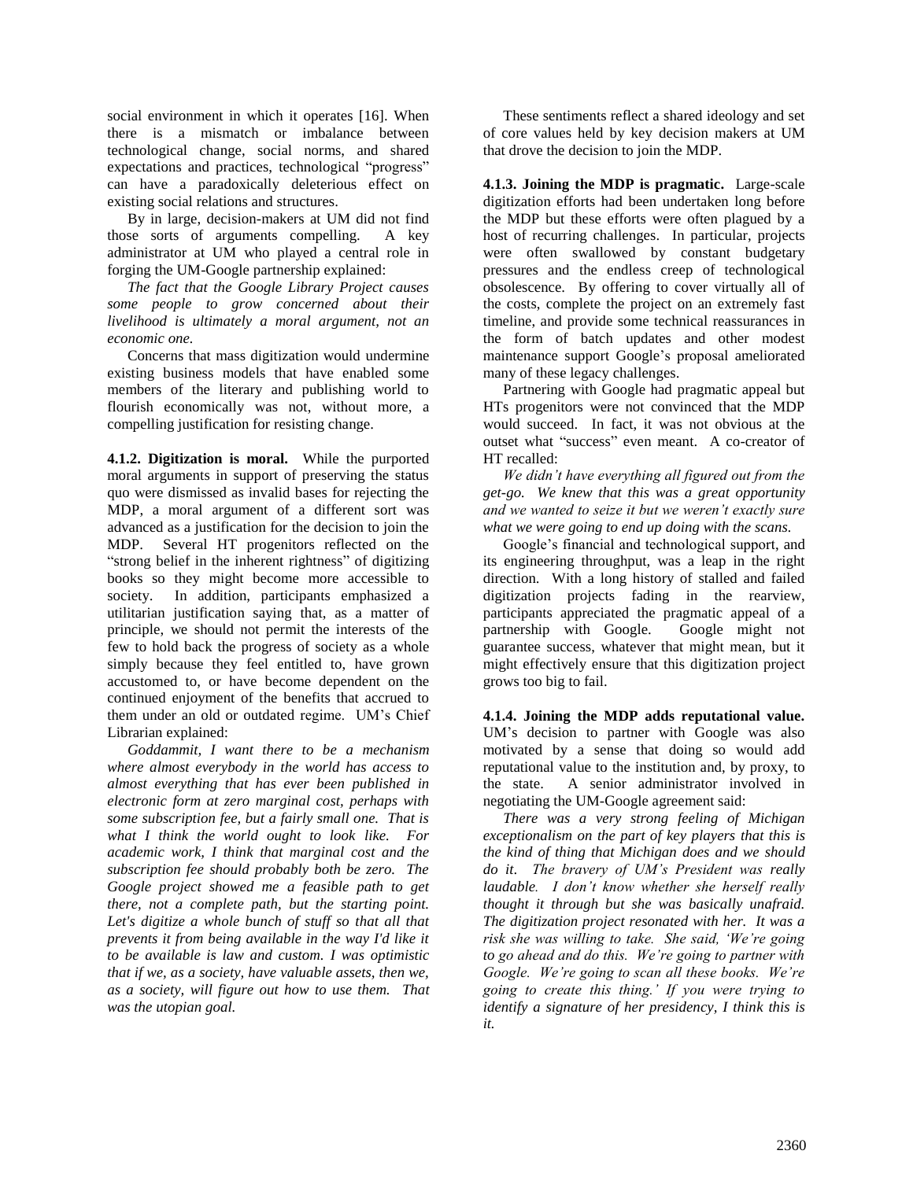social environment in which it operates [16]. When there is a mismatch or imbalance between technological change, social norms, and shared expectations and practices, technological "progress" can have a paradoxically deleterious effect on existing social relations and structures.

By in large, decision-makers at UM did not find those sorts of arguments compelling. A key administrator at UM who played a central role in forging the UM-Google partnership explained:

*The fact that the Google Library Project causes some people to grow concerned about their livelihood is ultimately a moral argument, not an economic one.*

Concerns that mass digitization would undermine existing business models that have enabled some members of the literary and publishing world to flourish economically was not, without more, a compelling justification for resisting change.

**4.1.2. Digitization is moral.** While the purported moral arguments in support of preserving the status quo were dismissed as invalid bases for rejecting the MDP, a moral argument of a different sort was advanced as a justification for the decision to join the MDP. Several HT progenitors reflected on the "strong belief in the inherent rightness" of digitizing books so they might become more accessible to society. In addition, participants emphasized a utilitarian justification saying that, as a matter of principle, we should not permit the interests of the few to hold back the progress of society as a whole simply because they feel entitled to, have grown accustomed to, or have become dependent on the continued enjoyment of the benefits that accrued to them under an old or outdated regime. UM's Chief Librarian explained:

*Goddammit, I want there to be a mechanism where almost everybody in the world has access to almost everything that has ever been published in electronic form at zero marginal cost, perhaps with some subscription fee, but a fairly small one. That is what I think the world ought to look like. For academic work, I think that marginal cost and the subscription fee should probably both be zero. The Google project showed me a feasible path to get there, not a complete path, but the starting point. Let's digitize a whole bunch of stuff so that all that prevents it from being available in the way I'd like it to be available is law and custom. I was optimistic that if we, as a society, have valuable assets, then we, as a society, will figure out how to use them. That was the utopian goal.*

These sentiments reflect a shared ideology and set of core values held by key decision makers at UM that drove the decision to join the MDP.

**4.1.3. Joining the MDP is pragmatic.** Large-scale digitization efforts had been undertaken long before the MDP but these efforts were often plagued by a host of recurring challenges. In particular, projects were often swallowed by constant budgetary pressures and the endless creep of technological obsolescence. By offering to cover virtually all of the costs, complete the project on an extremely fast timeline, and provide some technical reassurances in the form of batch updates and other modest maintenance support Google's proposal ameliorated many of these legacy challenges.

Partnering with Google had pragmatic appeal but HTs progenitors were not convinced that the MDP would succeed. In fact, it was not obvious at the outset what "success" even meant. A co-creator of HT recalled:

*We didn't have everything all figured out from the get-go. We knew that this was a great opportunity and we wanted to seize it but we weren't exactly sure what we were going to end up doing with the scans.*

Google's financial and technological support, and its engineering throughput, was a leap in the right direction. With a long history of stalled and failed digitization projects fading in the rearview, participants appreciated the pragmatic appeal of a partnership with Google. Google might not guarantee success, whatever that might mean, but it might effectively ensure that this digitization project grows too big to fail.

**4.1.4. Joining the MDP adds reputational value.** UM's decision to partner with Google was also motivated by a sense that doing so would add reputational value to the institution and, by proxy, to the state. A senior administrator involved in negotiating the UM-Google agreement said:

*There was a very strong feeling of Michigan exceptionalism on the part of key players that this is the kind of thing that Michigan does and we should do it. The bravery of UM's President was really laudable. I don't know whether she herself really thought it through but she was basically unafraid. The digitization project resonated with her. It was a risk she was willing to take. She said, 'We're going to go ahead and do this. We're going to partner with Google. We're going to scan all these books. We're going to create this thing.' If you were trying to identify a signature of her presidency, I think this is it.*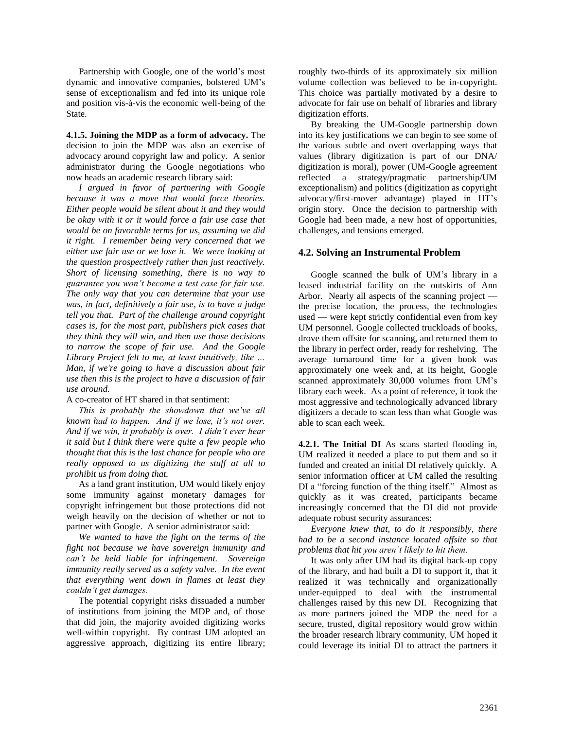Partnership with Google, one of the world's most dynamic and innovative companies, bolstered UM's sense of exceptionalism and fed into its unique role and position vis-à-vis the economic well-being of the State.

**4.1.5. Joining the MDP as a form of advocacy.** The decision to join the MDP was also an exercise of advocacy around copyright law and policy. A senior administrator during the Google negotiations who now heads an academic research library said:

*I argued in favor of partnering with Google because it was a move that would force theories. Either people would be silent about it and they would be okay with it or it would force a fair use case that would be on favorable terms for us, assuming we did it right. I remember being very concerned that we either use fair use or we lose it. We were looking at the question prospectively rather than just reactively. Short of licensing something, there is no way to guarantee you won't become a test case for fair use. The only way that you can determine that your use was, in fact, definitively a fair use, is to have a judge tell you that. Part of the challenge around copyright cases is, for the most part, publishers pick cases that they think they will win, and then use those decisions to narrow the scope of fair use. And the Google Library Project felt to me, at least intuitively, like … Man, if we're going to have a discussion about fair use then this is the project to have a discussion of fair use around.*

A co-creator of HT shared in that sentiment:

*This is probably the showdown that we've all known had to happen. And if we lose, it's not over. And if we win, it probably is over. I didn't ever hear it said but I think there were quite a few people who thought that this is the last chance for people who are really opposed to us digitizing the stuff at all to prohibit us from doing that.*

As a land grant institution, UM would likely enjoy some immunity against monetary damages for copyright infringement but those protections did not weigh heavily on the decision of whether or not to partner with Google. A senior administrator said:

*We wanted to have the fight on the terms of the fight not because we have sovereign immunity and can't be held liable for infringement. Sovereign immunity really served as a safety valve. In the event that everything went down in flames at least they couldn't get damages.*

The potential copyright risks dissuaded a number of institutions from joining the MDP and, of those that did join, the majority avoided digitizing works well-within copyright. By contrast UM adopted an aggressive approach, digitizing its entire library; roughly two-thirds of its approximately six million volume collection was believed to be in-copyright. This choice was partially motivated by a desire to advocate for fair use on behalf of libraries and library digitization efforts.

By breaking the UM-Google partnership down into its key justifications we can begin to see some of the various subtle and overt overlapping ways that values (library digitization is part of our DNA/ digitization is moral), power (UM-Google agreement reflected a strategy/pragmatic partnership/UM exceptionalism) and politics (digitization as copyright advocacy/first-mover advantage) played in HT's origin story. Once the decision to partnership with Google had been made, a new host of opportunities, challenges, and tensions emerged.

## 4.2. Solving an Instrumental Problem

Google scanned the bulk of UM's library in a leased industrial facility on the outskirts of Ann Arbor. Nearly all aspects of the scanning project — the precise location, the process, the technologies used — were kept strictly confidential even from key UM personnel. Google collected truckloads of books, drove them offsite for scanning, and returned them to the library in perfect order, ready for reshelving. The average turnaround time for a given book was approximately one week and, at its height, Google scanned approximately 30,000 volumes from UM's library each week. As a point of reference, it took the most aggressive and technologically advanced library digitizers a decade to scan less than what Google was able to scan each week.

**4.2.1. The Initial DI** As scans started flooding in, UM realized it needed a place to put them and so it funded and created an initial DI relatively quickly. A senior information officer at UM called the resulting DI a "forcing function of the thing itself." Almost as quickly as it was created, participants became increasingly concerned that the DI did not provide adequate robust security assurances:

*Everyone knew that, to do it responsibly, there had to be a second instance located offsite so that problems that hit you aren't likely to hit them.*

It was only after UM had its digital back-up copy of the library, and had built a DI to support it, that it realized it was technically and organizationally under-equipped to deal with the instrumental challenges raised by this new DI. Recognizing that as more partners joined the MDP the need for a secure, trusted, digital repository would grow within the broader research library community, UM hoped it could leverage its initial DI to attract the partners it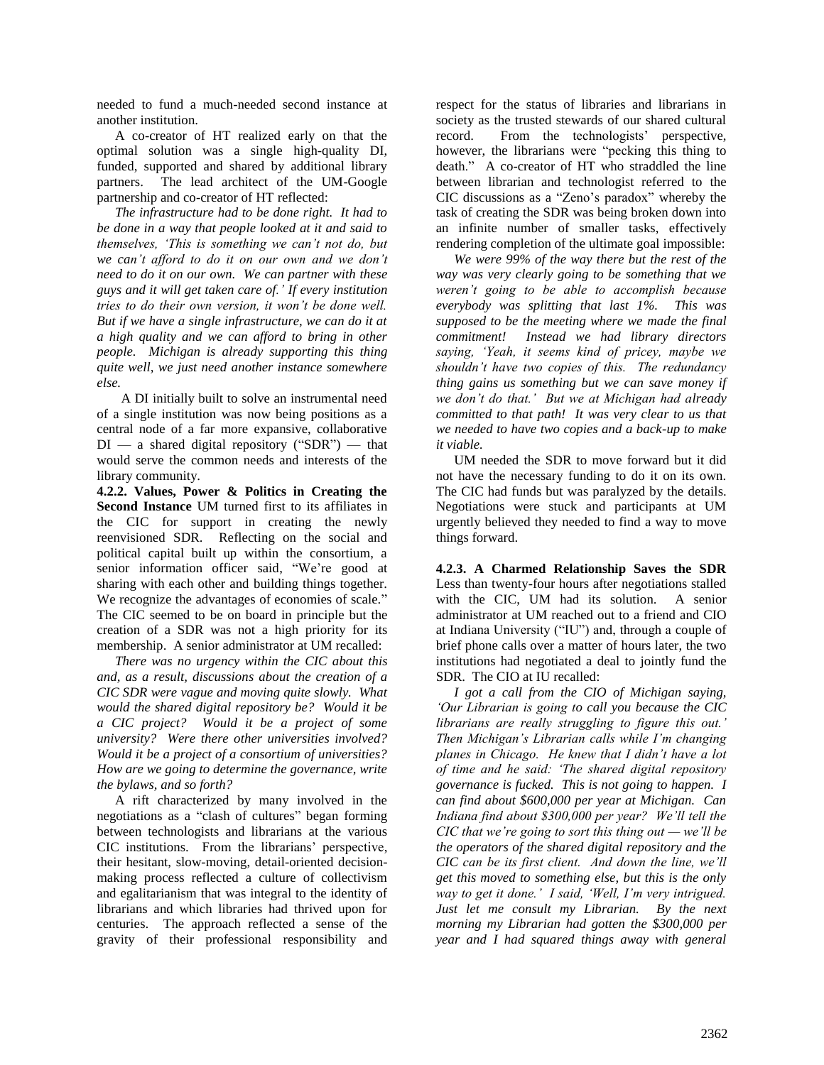needed to fund a much-needed second instance at another institution.

A co-creator of HT realized early on that the optimal solution was a single high-quality DI, funded, supported and shared by additional library partners. The lead architect of the UM-Google partnership and co-creator of HT reflected:

*The infrastructure had to be done right. It had to be done in a way that people looked at it and said to themselves, 'This is something we can't not do, but we can't afford to do it on our own and we don't need to do it on our own. We can partner with these guys and it will get taken care of.' If every institution tries to do their own version, it won't be done well. But if we have a single infrastructure, we can do it at a high quality and we can afford to bring in other people. Michigan is already supporting this thing quite well, we just need another instance somewhere else.*

A DI initially built to solve an instrumental need of a single institution was now being positions as a central node of a far more expansive, collaborative DI — a shared digital repository ("SDR") — that would serve the common needs and interests of the library community.

**4.2.2. Values, Power & Politics in Creating the Second Instance** UM turned first to its affiliates in the CIC for support in creating the newly reenvisioned SDR. Reflecting on the social and political capital built up within the consortium, a senior information officer said, "We're good at sharing with each other and building things together. We recognize the advantages of economies of scale." The CIC seemed to be on board in principle but the creation of a SDR was not a high priority for its membership. A senior administrator at UM recalled:

*There was no urgency within the CIC about this and, as a result, discussions about the creation of a CIC SDR were vague and moving quite slowly. What would the shared digital repository be? Would it be a CIC project? Would it be a project of some university? Were there other universities involved? Would it be a project of a consortium of universities? How are we going to determine the governance, write the bylaws, and so forth?*

A rift characterized by many involved in the negotiations as a "clash of cultures" began forming between technologists and librarians at the various CIC institutions. From the librarians' perspective, their hesitant, slow-moving, detail-oriented decision-making process reflected a culture of collectivism and egalitarianism that was integral to the identity of librarians and which libraries had thrived upon for centuries. The approach reflected a sense of the gravity of their professional responsibility and respect for the status of libraries and librarians in society as the trusted stewards of our shared cultural record. From the technologists' perspective, however, the librarians were "pecking this thing to death." A co-creator of HT who straddled the line between librarian and technologist referred to the CIC discussions as a "Zeno's paradox" whereby the task of creating the SDR was being broken down into an infinite number of smaller tasks, effectively rendering completion of the ultimate goal impossible:

*We were 99% of the way there but the rest of the way was very clearly going to be something that we weren't going to be able to accomplish because everybody was splitting that last 1%. This was supposed to be the meeting where we made the final commitment! Instead we had library directors saying, 'Yeah, it seems kind of pricey, maybe we shouldn't have two copies of this. The redundancy thing gains us something but we can save money if we don't do that.' But we at Michigan had already committed to that path! It was very clear to us that we needed to have two copies and a back-up to make it viable.*

UM needed the SDR to move forward but it did not have the necessary funding to do it on its own. The CIC had funds but was paralyzed by the details. Negotiations were stuck and participants at UM urgently believed they needed to find a way to move things forward.

**4.2.3. A Charmed Relationship Saves the SDR** Less than twenty-four hours after negotiations stalled with the CIC, UM had its solution. A senior administrator at UM reached out to a friend and CIO at Indiana University ("IU") and, through a couple of brief phone calls over a matter of hours later, the two institutions had negotiated a deal to jointly fund the SDR. The CIO at IU recalled:

*I got a call from the CIO of Michigan saying, 'Our Librarian is going to call you because the CIC librarians are really struggling to figure this out.' Then Michigan's Librarian calls while I'm changing planes in Chicago. He knew that I didn't have a lot of time and he said: 'The shared digital repository governance is fucked. This is not going to happen. I can find about $600,000 per year at Michigan. Can Indiana find about $300,000 per year? We'll tell the CIC that we're going to sort this thing out — we'll be the operators of the shared digital repository and the CIC can be its first client. And down the line, we'll get this moved to something else, but this is the only way to get it done.' I said, 'Well, I'm very intrigued. Just let me consult my Librarian. By the next morning my Librarian had gotten the $300,000 per year and I had squared things away with general*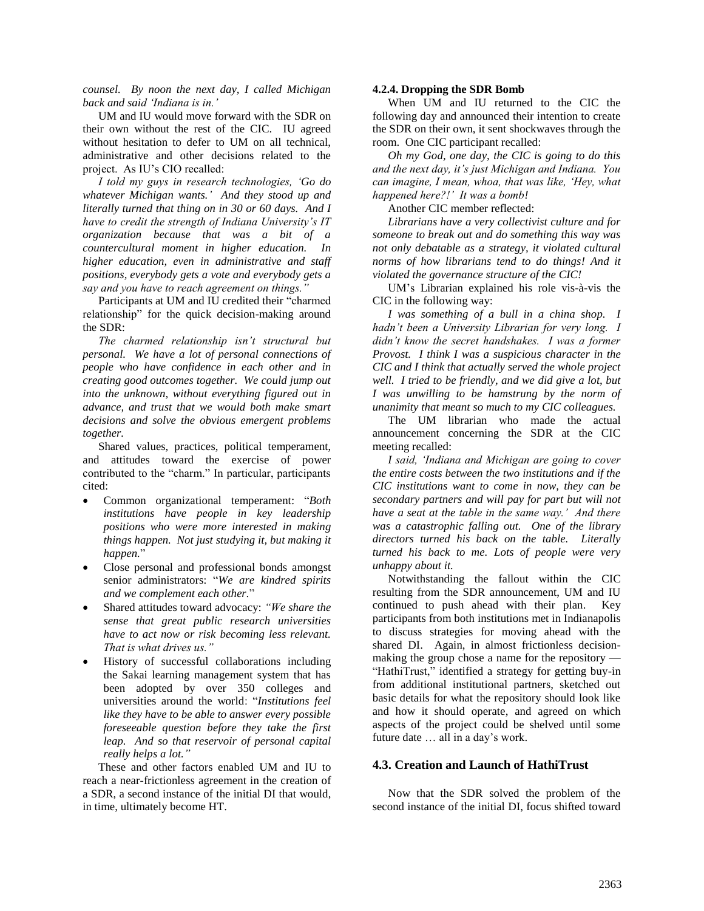*counsel. By noon the next day, I called Michigan back and said 'Indiana is in.'*

UM and IU would move forward with the SDR on their own without the rest of the CIC. IU agreed without hesitation to defer to UM on all technical, administrative and other decisions related to the project. As IU's CIO recalled:

*I told my guys in research technologies, 'Go do whatever Michigan wants.' And they stood up and literally turned that thing on in 30 or 60 days. And I have to credit the strength of Indiana University's IT organization because that was a bit of a countercultural moment in higher education. In higher education, even in administrative and staff positions, everybody gets a vote and everybody gets a say and you have to reach agreement on things."*

Participants at UM and IU credited their "charmed relationship" for the quick decision-making around the SDR:

*The charmed relationship isn't structural but personal. We have a lot of personal connections of people who have confidence in each other and in creating good outcomes together. We could jump out into the unknown, without everything figured out in advance, and trust that we would both make smart decisions and solve the obvious emergent problems together.*

Shared values, practices, political temperament, and attitudes toward the exercise of power contributed to the "charm." In particular, participants cited:

- Common organizational temperament: "*Both institutions have people in key leadership positions who were more interested in making things happen. Not just studying it, but making it happen.*"
- Close personal and professional bonds amongst senior administrators: "*We are kindred spirits and we complement each other.*"
- Shared attitudes toward advocacy: *"We share the sense that great public research universities have to act now or risk becoming less relevant. That is what drives us."*
- History of successful collaborations including the Sakai learning management system that has been adopted by over 350 colleges and universities around the world: "*Institutions feel like they have to be able to answer every possible foreseeable question before they take the first leap. And so that reservoir of personal capital really helps a lot."*

These and other factors enabled UM and IU to reach a near-frictionless agreement in the creation of a SDR, a second instance of the initial DI that would, in time, ultimately become HT.

#### 4.2.4. Dropping the SDR Bomb

When UM and IU returned to the CIC the following day and announced their intention to create the SDR on their own, it sent shockwaves through the room. One CIC participant recalled:

*Oh my God, one day, the CIC is going to do this and the next day, it's just Michigan and Indiana. You can imagine, I mean, whoa, that was like, 'Hey, what happened here?!' It was a bomb!*

Another CIC member reflected:

*Librarians have a very collectivist culture and for someone to break out and do something this way was not only debatable as a strategy, it violated cultural norms of how librarians tend to do things! And it violated the governance structure of the CIC!*

UM's Librarian explained his role vis-à-vis the CIC in the following way:

*I was something of a bull in a china shop. I hadn't been a University Librarian for very long. I didn't know the secret handshakes. I was a former Provost. I think I was a suspicious character in the CIC and I think that actually served the whole project well. I tried to be friendly, and we did give a lot, but I was unwilling to be hamstrung by the norm of unanimity that meant so much to my CIC colleagues.*

The UM librarian who made the actual announcement concerning the SDR at the CIC meeting recalled:

*I said, 'Indiana and Michigan are going to cover the entire costs between the two institutions and if the CIC institutions want to come in now, they can be secondary partners and will pay for part but will not have a seat at the table in the same way.' And there was a catastrophic falling out. One of the library directors turned his back on the table. Literally turned his back to me. Lots of people were very unhappy about it.*

Notwithstanding the fallout within the CIC resulting from the SDR announcement, UM and IU continued to push ahead with their plan. Key participants from both institutions met in Indianapolis to discuss strategies for moving ahead with the shared DI. Again, in almost frictionless decision-making the group chose a name for the repository — "HathiTrust," identified a strategy for getting buy-in from additional institutional partners, sketched out basic details for what the repository should look like and how it should operate, and agreed on which aspects of the project could be shelved until some future date … all in a day's work.

### 4.3. Creation and Launch of HathiTrust

Now that the SDR solved the problem of the second instance of the initial DI, focus shifted toward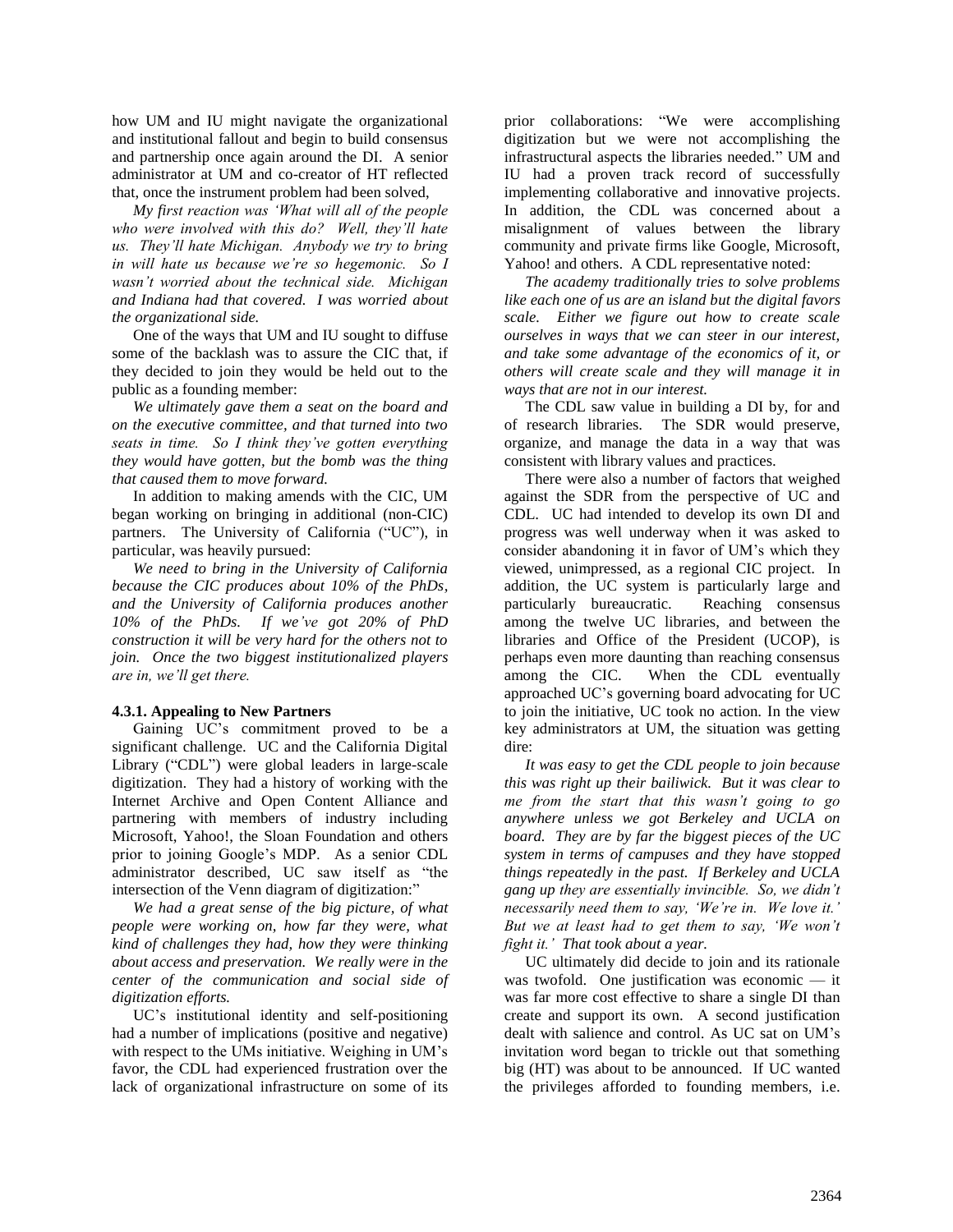how UM and IU might navigate the organizational and institutional fallout and begin to build consensus and partnership once again around the DI. A senior administrator at UM and co-creator of HT reflected that, once the instrument problem had been solved,

*My first reaction was 'What will all of the people who were involved with this do? Well, they'll hate us. They'll hate Michigan. Anybody we try to bring in will hate us because we're so hegemonic. So I wasn't worried about the technical side. Michigan and Indiana had that covered. I was worried about the organizational side.*

One of the ways that UM and IU sought to diffuse some of the backlash was to assure the CIC that, if they decided to join they would be held out to the public as a founding member:

*We ultimately gave them a seat on the board and on the executive committee, and that turned into two seats in time. So I think they've gotten everything they would have gotten, but the bomb was the thing that caused them to move forward.*

In addition to making amends with the CIC, UM began working on bringing in additional (non-CIC) partners. The University of California ("UC"), in particular, was heavily pursued:

*We need to bring in the University of California because the CIC produces about 10% of the PhDs, and the University of California produces another 10% of the PhDs. If we've got 20% of PhD construction it will be very hard for the others not to join. Once the two biggest institutionalized players are in, we'll get there.*

#### 4.3.1. Appealing to New Partners

Gaining UC's commitment proved to be a significant challenge. UC and the California Digital Library ("CDL") were global leaders in large-scale digitization. They had a history of working with the Internet Archive and Open Content Alliance and partnering with members of industry including Microsoft, Yahoo!, the Sloan Foundation and others prior to joining Google's MDP. As a senior CDL administrator described, UC saw itself as "the intersection of the Venn diagram of digitization:"

*We had a great sense of the big picture, of what people were working on, how far they were, what kind of challenges they had, how they were thinking about access and preservation. We really were in the center of the communication and social side of digitization efforts.*

UC's institutional identity and self-positioning had a number of implications (positive and negative) with respect to the UMs initiative. Weighing in UM's favor, the CDL had experienced frustration over the lack of organizational infrastructure on some of its prior collaborations: "We were accomplishing digitization but we were not accomplishing the infrastructural aspects the libraries needed." UM and IU had a proven track record of successfully implementing collaborative and innovative projects. In addition, the CDL was concerned about a misalignment of values between the library community and private firms like Google, Microsoft, Yahoo! and others. A CDL representative noted:

*The academy traditionally tries to solve problems like each one of us are an island but the digital favors scale. Either we figure out how to create scale ourselves in ways that we can steer in our interest, and take some advantage of the economics of it, or others will create scale and they will manage it in ways that are not in our interest.*

The CDL saw value in building a DI by, for and of research libraries. The SDR would preserve, organize, and manage the data in a way that was consistent with library values and practices.

There were also a number of factors that weighed against the SDR from the perspective of UC and CDL. UC had intended to develop its own DI and progress was well underway when it was asked to consider abandoning it in favor of UM's which they viewed, unimpressed, as a regional CIC project. In addition, the UC system is particularly large and particularly bureaucratic. Reaching consensus among the twelve UC libraries, and between the libraries and Office of the President (UCOP), is perhaps even more daunting than reaching consensus among the CIC. When the CDL eventually approached UC's governing board advocating for UC to join the initiative, UC took no action. In the view key administrators at UM, the situation was getting dire:

*It was easy to get the CDL people to join because this was right up their bailiwick. But it was clear to me from the start that this wasn't going to go anywhere unless we got Berkeley and UCLA on board. They are by far the biggest pieces of the UC system in terms of campuses and they have stopped things repeatedly in the past. If Berkeley and UCLA gang up they are essentially invincible. So, we didn't necessarily need them to say, 'We're in. We love it.' But we at least had to get them to say, 'We won't fight it.' That took about a year.*

UC ultimately did decide to join and its rationale was twofold. One justification was economic — it was far more cost effective to share a single DI than create and support its own. A second justification dealt with salience and control. As UC sat on UM's invitation word began to trickle out that something big (HT) was about to be announced. If UC wanted the privileges afforded to founding members, i.e.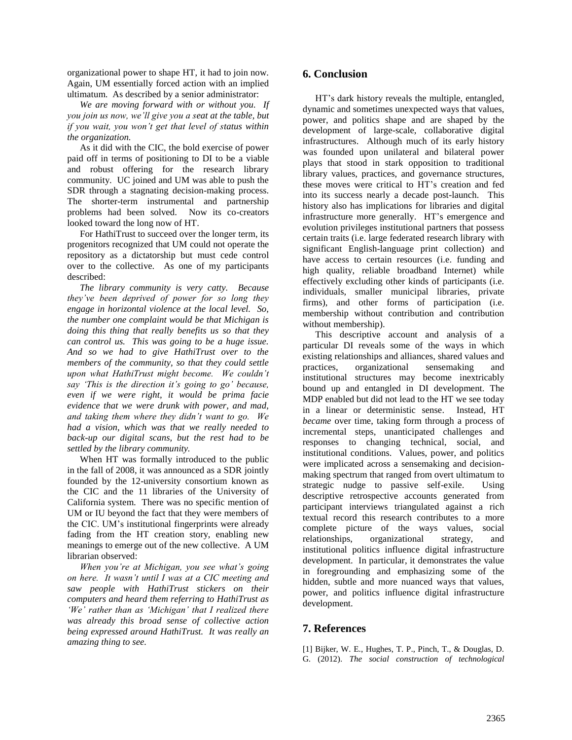organizational power to shape HT, it had to join now. Again, UM essentially forced action with an implied ultimatum. As described by a senior administrator:

*We are moving forward with or without you. If you join us now, we'll give you a seat at the table, but if you wait, you won't get that level of status within the organization.*

As it did with the CIC, the bold exercise of power paid off in terms of positioning to DI to be a viable and robust offering for the research library community. UC joined and UM was able to push the SDR through a stagnating decision-making process. The shorter-term instrumental and partnership problems had been solved. Now its co-creators looked toward the long now of HT.

For HathiTrust to succeed over the longer term, its progenitors recognized that UM could not operate the repository as a dictatorship but must cede control over to the collective. As one of my participants described:

***The library community is very catty. Because they've been deprived of power for so long they engage in horizontal violence at the local level. So, the number one complaint would be that Michigan is doing this thing that really benefits us so that they can control us. This was going to be a huge issue. And so we had to give HathiTrust over to the members of the community, so that they could settle upon what HathiTrust might become. We couldn't say 'This is the direction it's going to go' because, even if we were right, it would be prima facie evidence that we were drunk with power, and mad, and taking them where they didn't want to go. We had a vision, which was that we really needed to back-up our digital scans, but the rest had to be settled by the library community.***

When HT was formally introduced to the public in the fall of 2008, it was announced as a SDR jointly founded by the 12-university consortium known as the CIC and the 11 libraries of the University of California system. There was no specific mention of UM or IU beyond the fact that they were members of the CIC. UM's institutional fingerprints were already fading from the HT creation story, enabling new meanings to emerge out of the new collective. A UM librarian observed:

*When you're at Michigan, you see what's going on here. It wasn't until I was at a CIC meeting and saw people with HathiTrust stickers on their computers and heard them referring to HathiTrust as 'We' rather than as 'Michigan' that I realized there was already this broad sense of collective action being expressed around HathiTrust. It was really an amazing thing to see.*

## 6. Conclusion

HT's dark history reveals the multiple, entangled, dynamic and sometimes unexpected ways that values, power, and politics shape and are shaped by the development of large-scale, collaborative digital infrastructures. Although much of its early history was founded upon unilateral and bilateral power plays that stood in stark opposition to traditional library values, practices, and governance structures, these moves were critical to HT's creation and fed into its success nearly a decade post-launch. This history also has implications for libraries and digital infrastructure more generally. HT's emergence and evolution privileges institutional partners that possess certain traits (i.e. large federated research library with significant English-language print collection) and have access to certain resources (i.e. funding and high quality, reliable broadband Internet) while effectively excluding other kinds of participants (i.e. individuals, smaller municipal libraries, private firms), and other forms of participation (i.e. membership without contribution and contribution without membership).

This descriptive account and analysis of a particular DI reveals some of the ways in which existing relationships and alliances, shared values and practices, organizational sensemaking and institutional structures may become inextricably bound up and entangled in DI development. The MDP enabled but did not lead to the HT we see today in a linear or deterministic sense. Instead, HT *became* over time, taking form through a process of incremental steps, unanticipated challenges and responses to changing technical, social, and institutional conditions. Values, power, and politics were implicated across a sensemaking and decision-making spectrum that ranged from overt ultimatum to strategic nudge to passive self-exile. Using descriptive retrospective accounts generated from participant interviews triangulated against a rich textual record this research contributes to a more complete picture of the ways values, social relationships, organizational strategy, and institutional politics influence digital infrastructure development. In particular, it demonstrates the value in foregrounding and emphasizing some of the hidden, subtle and more nuanced ways that values, power, and politics influence digital infrastructure development.

## 7. References

[1] Bijker, W. E., Hughes, T. P., Pinch, T., & Douglas, D. G. (2012). *The social construction of technological*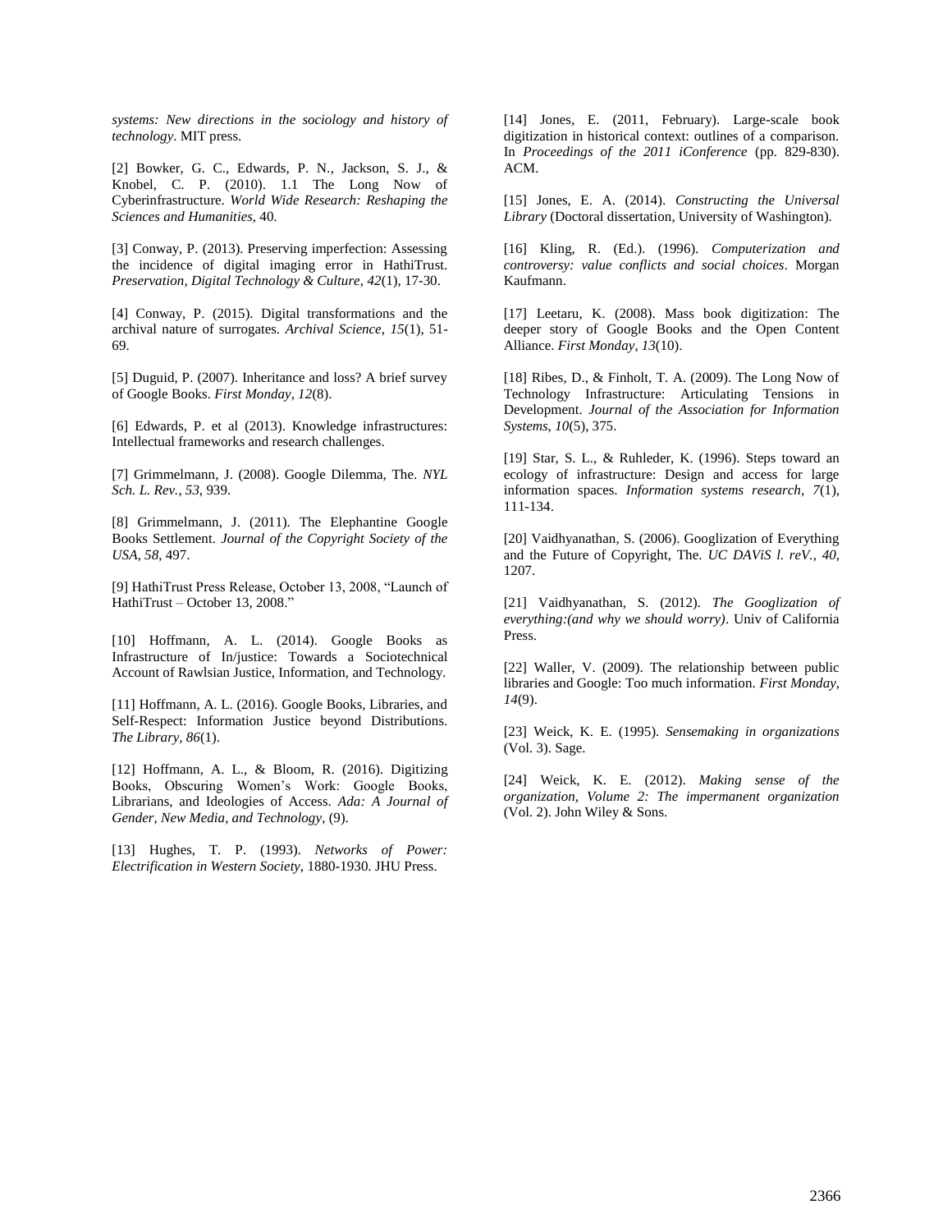*systems: New directions in the sociology and history of technology*. MIT press.

[2] Bowker, G. C., Edwards, P. N., Jackson, S. J., & Knobel, C. P. (2010). 1.1 The Long Now of Cyberinfrastructure. *World Wide Research: Reshaping the Sciences and Humanities*, 40.

[3] Conway, P. (2013). Preserving imperfection: Assessing the incidence of digital imaging error in HathiTrust. *Preservation, Digital Technology & Culture*, *42*(1), 17-30.

[4] Conway, P. (2015). Digital transformations and the archival nature of surrogates. *Archival Science*, *15*(1), 51-69.

[5] Duguid, P. (2007). Inheritance and loss? A brief survey of Google Books. *First Monday*, *12*(8).

[6] Edwards, P. et al (2013). Knowledge infrastructures: Intellectual frameworks and research challenges.

[7] Grimmelmann, J. (2008). Google Dilemma, The. *NYL Sch. L. Rev.*, *53*, 939.

[8] Grimmelmann, J. (2011). The Elephantine Google Books Settlement. *Journal of the Copyright Society of the USA*, *58*, 497.

[9] HathiTrust Press Release, October 13, 2008, "Launch of HathiTrust – October 13, 2008."

[10] Hoffmann, A. L. (2014). Google Books as Infrastructure of In/justice: Towards a Sociotechnical Account of Rawlsian Justice, Information, and Technology.

[11] Hoffmann, A. L. (2016). Google Books, Libraries, and Self-Respect: Information Justice beyond Distributions. *The Library*, *86*(1).

[12] Hoffmann, A. L., & Bloom, R. (2016). Digitizing Books, Obscuring Women's Work: Google Books, Librarians, and Ideologies of Access. *Ada: A Journal of Gender, New Media, and Technology*, (9).

[13] Hughes, T. P. (1993). *Networks of Power: Electrification in Western Society*, 1880-1930. JHU Press.

[14] Jones, E. (2011, February). Large-scale book digitization in historical context: outlines of a comparison. In *Proceedings of the 2011 iConference* (pp. 829-830). ACM.

[15] Jones, E. A. (2014). *Constructing the Universal Library* (Doctoral dissertation, University of Washington).

[16] Kling, R. (Ed.). (1996). *Computerization and controversy: value conflicts and social choices*. Morgan Kaufmann.

[17] Leetaru, K. (2008). Mass book digitization: The deeper story of Google Books and the Open Content Alliance. *First Monday*, *13*(10).

[18] Ribes, D., & Finholt, T. A. (2009). The Long Now of Technology Infrastructure: Articulating Tensions in Development. *Journal of the Association for Information Systems*, *10*(5), 375.

[19] Star, S. L., & Ruhleder, K. (1996). Steps toward an ecology of infrastructure: Design and access for large information spaces. *Information systems research*, *7*(1), 111-134.

[20] Vaidhyanathan, S. (2006). Googlization of Everything and the Future of Copyright, The. *UC DAViS l. reV.*, *40*, 1207.

[21] Vaidhyanathan, S. (2012). *The Googlization of everything:(and why we should worry)*. Univ of California Press.

[22] Waller, V. (2009). The relationship between public libraries and Google: Too much information. *First Monday*, *14*(9).

[23] Weick, K. E. (1995). *Sensemaking in organizations* (Vol. 3). Sage.

[24] Weick, K. E. (2012). *Making sense of the organization, Volume 2: The impermanent organization* (Vol. 2). John Wiley & Sons.